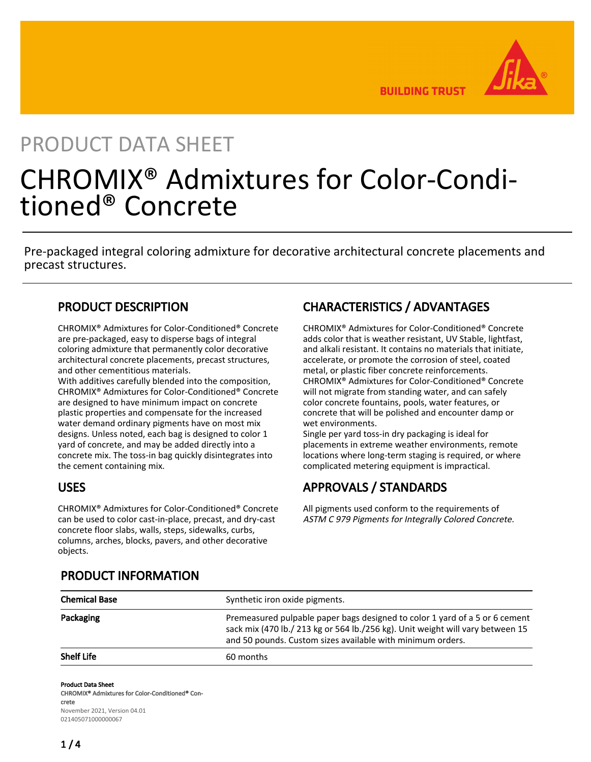BUILDING TRUST

PRODUCT DATA SHEET

# CHROMIX® Admixtures for Color-Conditioned® Concrete

Pre-packaged integral coloring admixture for decorative architectural concrete placements and precast structures.

## PRODUCT DESCRIPTION

CHROMIX® Admixtures for Color-Conditioned® Concrete are pre-packaged, easy to disperse bags of integral coloring admixture that permanently color decorative architectural concrete placements, precast structures, and other cementitious materials.
With additives carefully blended into the composition, CHROMIX® Admixtures for Color-Conditioned® Concrete are designed to have minimum impact on concrete plastic properties and compensate for the increased water demand ordinary pigments have on most mix designs. Unless noted, each bag is designed to color 1 yard of concrete, and may be added directly into a concrete mix. The toss-in bag quickly disintegrates into the cement containing mix.

## USES

CHROMIX® Admixtures for Color-Conditioned® Concrete can be used to color cast-in-place, precast, and dry-cast concrete floor slabs, walls, steps, sidewalks, curbs, columns, arches, blocks, pavers, and other decorative objects.

## CHARACTERISTICS / ADVANTAGES

CHROMIX® Admixtures for Color-Conditioned® Concrete adds color that is weather resistant, UV Stable, lightfast, and alkali resistant. It contains no materials that initiate, accelerate, or promote the corrosion of steel, coated metal, or plastic fiber concrete reinforcements.
CHROMIX® Admixtures for Color-Conditioned® Concrete will not migrate from standing water, and can safely color concrete fountains, pools, water features, or concrete that will be polished and encounter damp or wet environments.
Single per yard toss-in dry packaging is ideal for placements in extreme weather environments, remote locations where long-term staging is required, or where complicated metering equipment is impractical.

## APPROVALS / STANDARDS

All pigments used conform to the requirements of *ASTM C 979 Pigments for Integrally Colored Concrete.*

## PRODUCT INFORMATION

| | |
|---|---|
| **Chemical Base** | Synthetic iron oxide pigments. |
| **Packaging** | Premeasured pulpable paper bags designed to color 1 yard of a 5 or 6 cement sack mix (470 lb./ 213 kg or 564 lb./256 kg). Unit weight will vary between 15 and 50 pounds. Custom sizes available with minimum orders. |
| **Shelf Life** | 60 months |

**Product Data Sheet**
**CHROMIX® Admixtures for Color-Conditioned® Concrete**
November 2021, Version 04.01
021405071000000067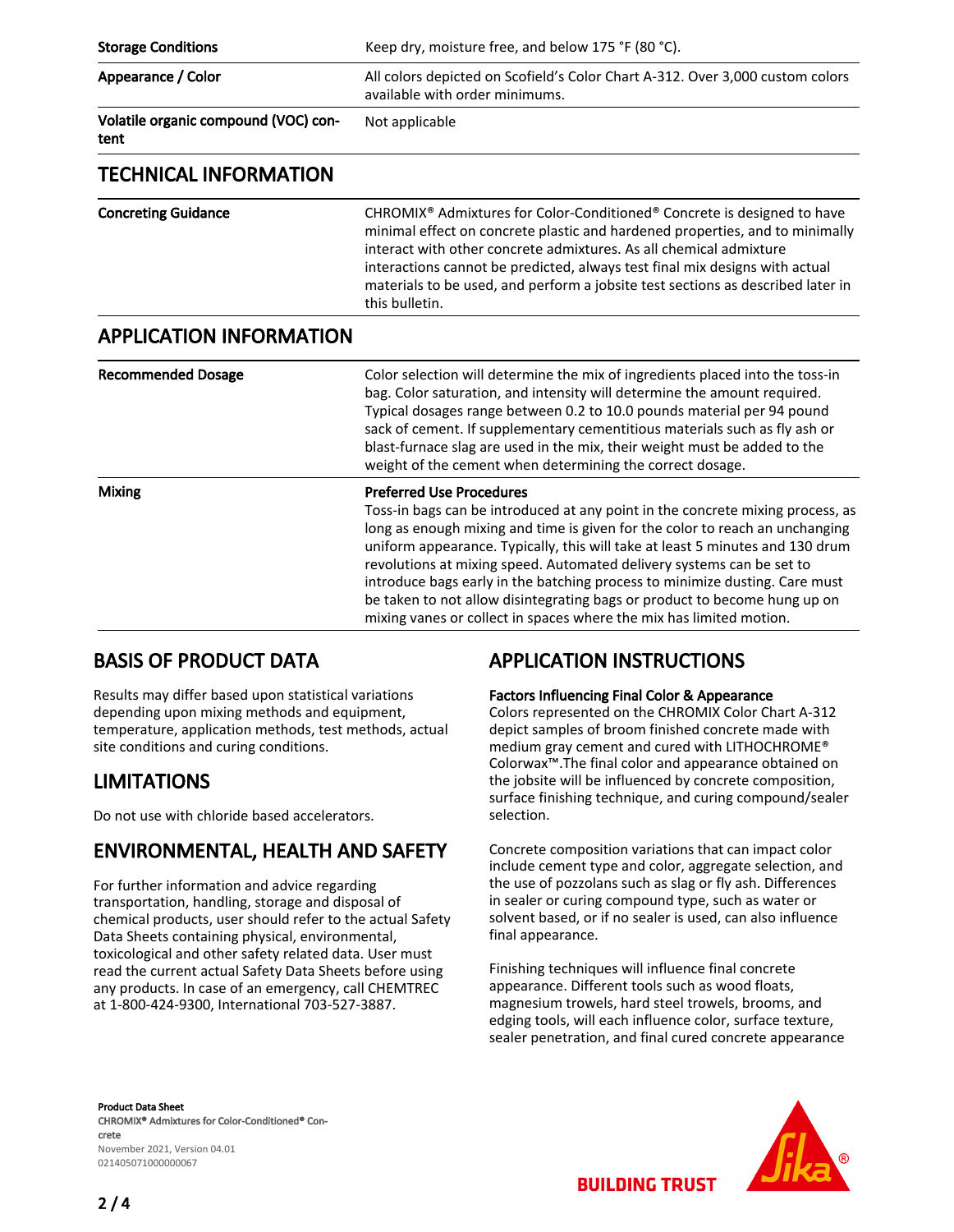| | |
|---|---|
| **Storage Conditions** | Keep dry, moisture free, and below 175 °F (80 °C). |
| **Appearance / Color** | All colors depicted on Scofield's Color Chart A-312. Over 3,000 custom colors available with order minimums. |
| **Volatile organic compound (VOC) content** | Not applicable |

## TECHNICAL INFORMATION

| | |
|---|---|
| **Concreting Guidance** | CHROMIX® Admixtures for Color-Conditioned® Concrete is designed to have minimal effect on concrete plastic and hardened properties, and to minimally interact with other concrete admixtures. As all chemical admixture interactions cannot be predicted, always test final mix designs with actual materials to be used, and perform a jobsite test sections as described later in this bulletin. |

## APPLICATION INFORMATION

| | |
|---|---|
| **Recommended Dosage** | Color selection will determine the mix of ingredients placed into the toss-in bag. Color saturation, and intensity will determine the amount required. Typical dosages range between 0.2 to 10.0 pounds material per 94 pound sack of cement. If supplementary cementitious materials such as fly ash or blast-furnace slag are used in the mix, their weight must be added to the weight of the cement when determining the correct dosage. |
| **Mixing** | **Preferred Use Procedures**<br>Toss-in bags can be introduced at any point in the concrete mixing process, as long as enough mixing and time is given for the color to reach an unchanging uniform appearance. Typically, this will take at least 5 minutes and 130 drum revolutions at mixing speed. Automated delivery systems can be set to introduce bags early in the batching process to minimize dusting. Care must be taken to not allow disintegrating bags or product to become hung up on mixing vanes or collect in spaces where the mix has limited motion. |

## BASIS OF PRODUCT DATA

Results may differ based upon statistical variations depending upon mixing methods and equipment, temperature, application methods, test methods, actual site conditions and curing conditions.

## LIMITATIONS

Do not use with chloride based accelerators.

## ENVIRONMENTAL, HEALTH AND SAFETY

For further information and advice regarding transportation, handling, storage and disposal of chemical products, user should refer to the actual Safety Data Sheets containing physical, environmental, toxicological and other safety related data. User must read the current actual Safety Data Sheets before using any products. In case of an emergency, call CHEMTREC at 1-800-424-9300, International 703-527-3887.

## APPLICATION INSTRUCTIONS

**Factors Influencing Final Color & Appearance**

Colors represented on the CHROMIX Color Chart A-312 depict samples of broom finished concrete made with medium gray cement and cured with LITHOCHROME® Colorwax™.The final color and appearance obtained on the jobsite will be influenced by concrete composition, surface finishing technique, and curing compound/sealer selection.

Concrete composition variations that can impact color include cement type and color, aggregate selection, and the use of pozzolans such as slag or fly ash. Differences in sealer or curing compound type, such as water or solvent based, or if no sealer is used, can also influence final appearance.

Finishing techniques will influence final concrete appearance. Different tools such as wood floats, magnesium trowels, hard steel trowels, brooms, and edging tools, will each influence color, surface texture, sealer penetration, and final cured concrete appearance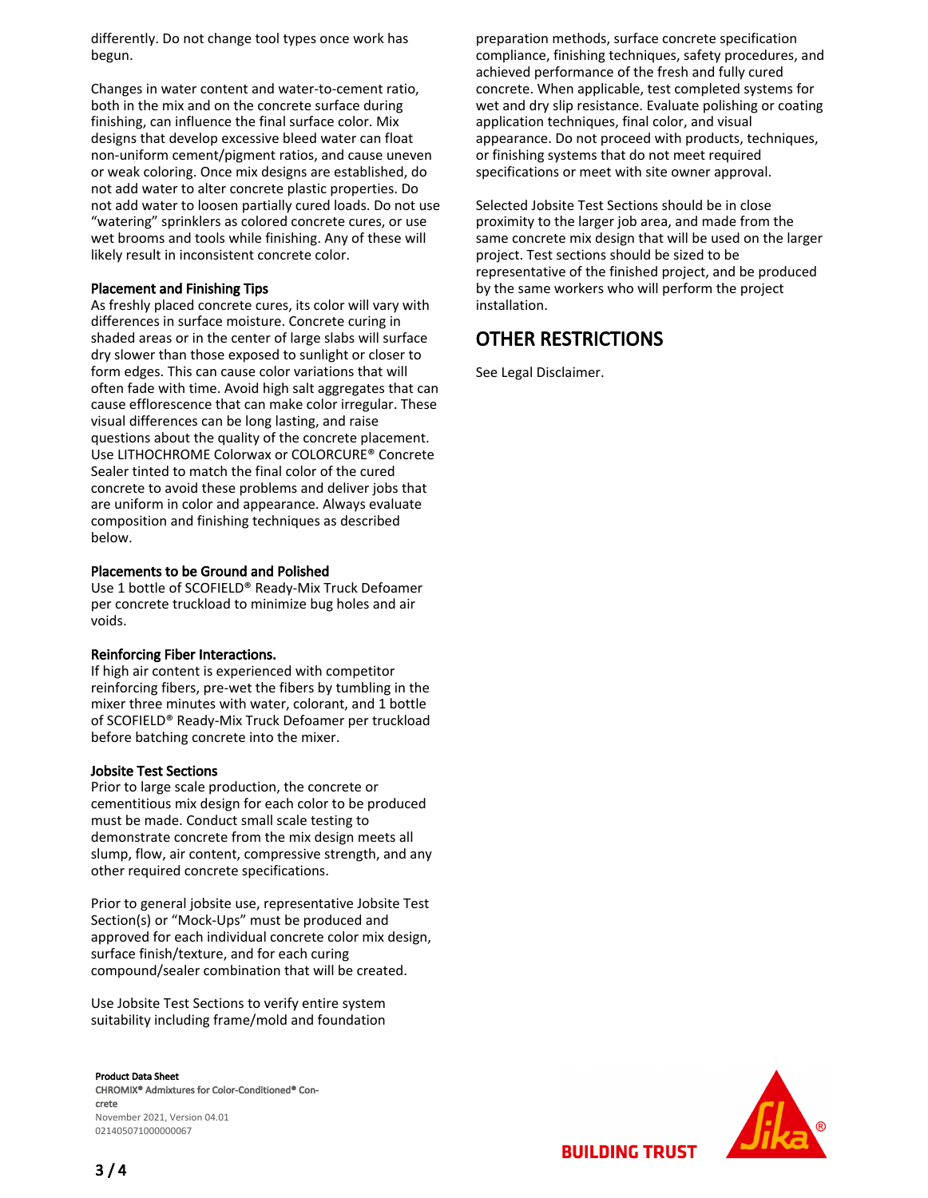differently. Do not change tool types once work has begun.

Changes in water content and water-to-cement ratio, both in the mix and on the concrete surface during finishing, can influence the final surface color. Mix designs that develop excessive bleed water can float non-uniform cement/pigment ratios, and cause uneven or weak coloring. Once mix designs are established, do not add water to alter concrete plastic properties. Do not add water to loosen partially cured loads. Do not use "watering" sprinklers as colored concrete cures, or use wet brooms and tools while finishing. Any of these will likely result in inconsistent concrete color.

### Placement and Finishing Tips

As freshly placed concrete cures, its color will vary with differences in surface moisture. Concrete curing in shaded areas or in the center of large slabs will surface dry slower than those exposed to sunlight or closer to form edges. This can cause color variations that will often fade with time. Avoid high salt aggregates that can cause efflorescence that can make color irregular. These visual differences can be long lasting, and raise questions about the quality of the concrete placement. Use LITHOCHROME Colorwax or COLORCURE® Concrete Sealer tinted to match the final color of the cured concrete to avoid these problems and deliver jobs that are uniform in color and appearance. Always evaluate composition and finishing techniques as described below.

### Placements to be Ground and Polished

Use 1 bottle of SCOFIELD® Ready-Mix Truck Defoamer per concrete truckload to minimize bug holes and air voids.

### Reinforcing Fiber Interactions.

If high air content is experienced with competitor reinforcing fibers, pre-wet the fibers by tumbling in the mixer three minutes with water, colorant, and 1 bottle of SCOFIELD® Ready-Mix Truck Defoamer per truckload before batching concrete into the mixer.

### Jobsite Test Sections

Prior to large scale production, the concrete or cementitious mix design for each color to be produced must be made. Conduct small scale testing to demonstrate concrete from the mix design meets all slump, flow, air content, compressive strength, and any other required concrete specifications.

Prior to general jobsite use, representative Jobsite Test Section(s) or "Mock-Ups" must be produced and approved for each individual concrete color mix design, surface finish/texture, and for each curing compound/sealer combination that will be created.

Use Jobsite Test Sections to verify entire system suitability including frame/mold and foundation preparation methods, surface concrete specification compliance, finishing techniques, safety procedures, and achieved performance of the fresh and fully cured concrete. When applicable, test completed systems for wet and dry slip resistance. Evaluate polishing or coating application techniques, final color, and visual appearance. Do not proceed with products, techniques, or finishing systems that do not meet required specifications or meet with site owner approval.

Selected Jobsite Test Sections should be in close proximity to the larger job area, and made from the same concrete mix design that will be used on the larger project. Test sections should be sized to be representative of the finished project, and be produced by the same workers who will perform the project installation.

## OTHER RESTRICTIONS

See Legal Disclaimer.

**Product Data Sheet**
**CHROMIX® Admixtures for Color-Conditioned® Concrete**
November 2021, Version 04.01
021405071000000067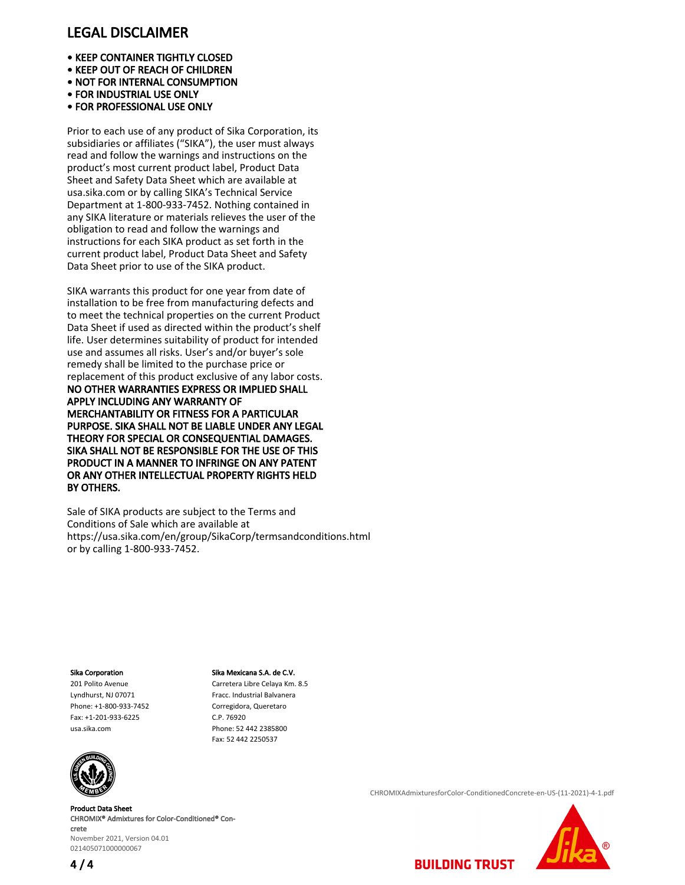# LEGAL DISCLAIMER

- KEEP CONTAINER TIGHTLY CLOSED
- KEEP OUT OF REACH OF CHILDREN
- NOT FOR INTERNAL CONSUMPTION
- FOR INDUSTRIAL USE ONLY
- FOR PROFESSIONAL USE ONLY

Prior to each use of any product of Sika Corporation, its subsidiaries or affiliates ("SIKA"), the user must always read and follow the warnings and instructions on the product's most current product label, Product Data Sheet and Safety Data Sheet which are available at usa.sika.com or by calling SIKA's Technical Service Department at 1-800-933-7452. Nothing contained in any SIKA literature or materials relieves the user of the obligation to read and follow the warnings and instructions for each SIKA product as set forth in the current product label, Product Data Sheet and Safety Data Sheet prior to use of the SIKA product.

SIKA warrants this product for one year from date of installation to be free from manufacturing defects and to meet the technical properties on the current Product Data Sheet if used as directed within the product's shelf life. User determines suitability of product for intended use and assumes all risks. User's and/or buyer's sole remedy shall be limited to the purchase price or replacement of this product exclusive of any labor costs. **NO OTHER WARRANTIES EXPRESS OR IMPLIED SHALL APPLY INCLUDING ANY WARRANTY OF MERCHANTABILITY OR FITNESS FOR A PARTICULAR PURPOSE. SIKA SHALL NOT BE LIABLE UNDER ANY LEGAL THEORY FOR SPECIAL OR CONSEQUENTIAL DAMAGES. SIKA SHALL NOT BE RESPONSIBLE FOR THE USE OF THIS PRODUCT IN A MANNER TO INFRINGE ON ANY PATENT OR ANY OTHER INTELLECTUAL PROPERTY RIGHTS HELD BY OTHERS.**

Sale of SIKA products are subject to the Terms and Conditions of Sale which are available at https://usa.sika.com/en/group/SikaCorp/termsandconditions.html or by calling 1-800-933-7452.

**Sika Corporation**
201 Polito Avenue
Lyndhurst, NJ 07071
Phone: +1-800-933-7452
Fax: +1-201-933-6225
usa.sika.com

**Sika Mexicana S.A. de C.V.**
Carretera Libre Celaya Km. 8.5
Fracc. Industrial Balvanera
Corregidora, Queretaro
C.P. 76920
Phone: 52 442 2385800
Fax: 52 442 2250537